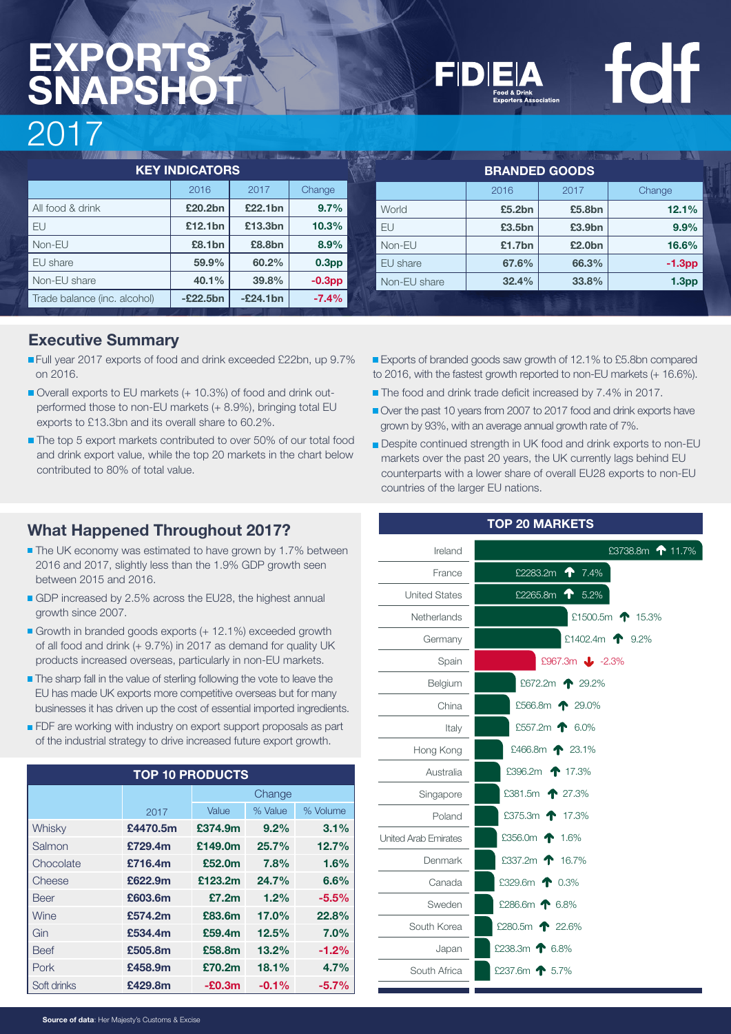# EXPORTS SNAPSHOT 2017

FDEA Food & Drink Exporters Association

fdf

## KEY INDICATORS

| | 2016 | 2017 | Change |
|---|---|---|---|
| All food & drink | £20.2bn | £22.1bn | 9.7% |
| EU | £12.1bn | £13.3bn | 10.3% |
| Non-EU | £8.1bn | £8.8bn | 8.9% |
| EU share | 59.9% | 60.2% | 0.3pp |
| Non-EU share | 40.1% | 39.8% | -0.3pp |
| Trade balance (inc. alcohol) | -£22.5bn | -£24.1bn | -7.4% |

## BRANDED GOODS

| | 2016 | 2017 | Change |
|---|---|---|---|
| World | £5.2bn | £5.8bn | 12.1% |
| EU | £3.5bn | £3.9bn | 9.9% |
| Non-EU | £1.7bn | £2.0bn | 16.6% |
| EU share | 67.6% | 66.3% | -1.3pp |
| Non-EU share | 32.4% | 33.8% | 1.3pp |

## Executive Summary

- Full year 2017 exports of food and drink exceeded £22bn, up 9.7% on 2016.
- Overall exports to EU markets (+ 10.3%) of food and drink out-performed those to non-EU markets (+ 8.9%), bringing total EU exports to £13.3bn and its overall share to 60.2%.
- The top 5 export markets contributed to over 50% of our total food and drink export value, while the top 20 markets in the chart below contributed to 80% of total value.
- Exports of branded goods saw growth of 12.1% to £5.8bn compared to 2016, with the fastest growth reported to non-EU markets (+ 16.6%).
- The food and drink trade deficit increased by 7.4% in 2017.
- Over the past 10 years from 2007 to 2017 food and drink exports have grown by 93%, with an average annual growth rate of 7%.
- Despite continued strength in UK food and drink exports to non-EU markets over the past 20 years, the UK currently lags behind EU counterparts with a lower share of overall EU28 exports to non-EU countries of the larger EU nations.

## What Happened Throughout 2017?

- The UK economy was estimated to have grown by 1.7% between 2016 and 2017, slightly less than the 1.9% GDP growth seen between 2015 and 2016.
- GDP increased by 2.5% across the EU28, the highest annual growth since 2007.
- Growth in branded goods exports (+ 12.1%) exceeded growth of all food and drink (+ 9.7%) in 2017 as demand for quality UK products increased overseas, particularly in non-EU markets.
- The sharp fall in the value of sterling following the vote to leave the EU has made UK exports more competitive overseas but for many businesses it has driven up the cost of essential imported ingredients.
- FDF are working with industry on export support proposals as part of the industrial strategy to drive increased future export growth.

## TOP 10 PRODUCTS

| | 2017 | Change | | |
|---|---|---|---|---|
| | | Value | % Value | % Volume |
| Whisky | £4470.5m | £374.9m | 9.2% | 3.1% |
| Salmon | £729.4m | £149.0m | 25.7% | 12.7% |
| Chocolate | £716.4m | £52.0m | 7.8% | 1.6% |
| Cheese | £622.9m | £123.2m | 24.7% | 6.6% |
| Beer | £603.6m | £7.2m | 1.2% | -5.5% |
| Wine | £574.2m | £83.6m | 17.0% | 22.8% |
| Gin | £534.4m | £59.4m | 12.5% | 7.0% |
| Beef | £505.8m | £58.8m | 13.2% | -1.2% |
| Pork | £458.9m | £70.2m | 18.1% | 4.7% |
| Soft drinks | £429.8m | -£0.3m | -0.1% | -5.7% |

## TOP 20 MARKETS

| Market | 2017 | Change |
|---|---|---|
| Ireland | £3738.8m | 11.7% |
| France | £2283.2m | 7.4% |
| United States | £2265.8m | 5.2% |
| Netherlands | £1500.5m | 15.3% |
| Germany | £1402.4m | 9.2% |
| Spain | £967.3m | -2.3% |
| Belgium | £672.2m | 29.2% |
| China | £566.8m | 29.0% |
| Italy | £557.2m | 6.0% |
| Hong Kong | £466.8m | 23.1% |
| Australia | £396.2m | 17.3% |
| Singapore | £381.5m | 27.3% |
| Poland | £375.3m | 17.3% |
| United Arab Emirates | £356.0m | 1.6% |
| Denmark | £337.2m | 16.7% |
| Canada | £329.6m | 0.3% |
| Sweden | £286.6m | 6.8% |
| South Korea | £280.5m | 22.6% |
| Japan | £238.3m | 6.8% |
| South Africa | £237.6m | 5.7% |

**Source of data**: Her Majesty's Customs & Excise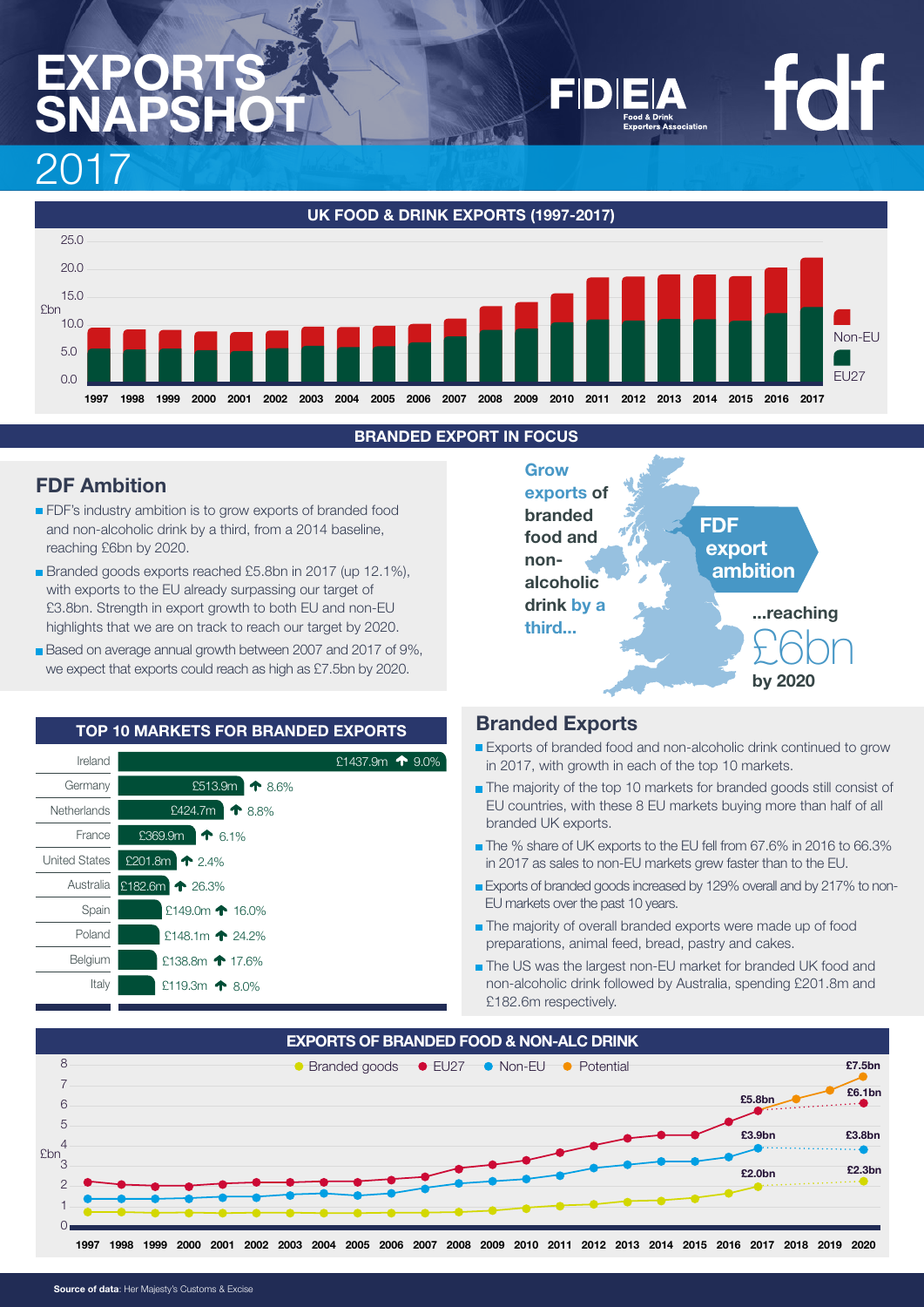# EXPORTS SNAPSHOT 2017

FDEA Food & Drink Exporters Association

fdf

## UK FOOD & DRINK EXPORTS (1997-2017)

£bn

Non-EU

EU27

1997 1998 1999 2000 2001 2002 2003 2004 2005 2006 2007 2008 2009 2010 2011 2012 2013 2014 2015 2016 2017

## BRANDED EXPORT IN FOCUS

## FDF Ambition

- FDF's industry ambition is to grow exports of branded food and non-alcoholic drink by a third, from a 2014 baseline, reaching £6bn by 2020.
- Branded goods exports reached £5.8bn in 2017 (up 12.1%), with exports to the EU already surpassing our target of £3.8bn. Strength in export growth to both EU and non-EU highlights that we are on track to reach our target by 2020.
- Based on average annual growth between 2007 and 2017 of 9%, we expect that exports could reach as high as £7.5bn by 2020.

**Grow exports of branded food and non-alcoholic drink by a third...**

**FDF export ambition**

**...reaching £6bn by 2020**

## TOP 10 MARKETS FOR BRANDED EXPORTS

| Market | Value | Growth |
|---|---|---|
| Ireland | £1437.9m | ↑ 9.0% |
| Germany | £513.9m | ↑ 8.6% |
| Netherlands | £424.7m | ↑ 8.8% |
| France | £369.9m | ↑ 6.1% |
| United States | £201.8m | ↑ 2.4% |
| Australia | £182.6m | ↑ 26.3% |
| Spain | £149.0m | ↑ 16.0% |
| Poland | £148.1m | ↑ 24.2% |
| Belgium | £138.8m | ↑ 17.6% |
| Italy | £119.3m | ↑ 8.0% |

## Branded Exports

- Exports of branded food and non-alcoholic drink continued to grow in 2017, with growth in each of the top 10 markets.
- The majority of the top 10 markets for branded goods still consist of EU countries, with these 8 EU markets buying more than half of all branded UK exports.
- The % share of UK exports to the EU fell from 67.6% in 2016 to 66.3% in 2017 as sales to non-EU markets grew faster than to the EU.
- Exports of branded goods increased by 129% overall and by 217% to non-EU markets over the past 10 years.
- The majority of overall branded exports were made up of food preparations, animal feed, bread, pastry and cakes.
- The US was the largest non-EU market for branded UK food and non-alcoholic drink followed by Australia, spending £201.8m and £182.6m respectively.

## EXPORTS OF BRANDED FOOD & NON-ALC DRINK

Branded goods · EU27 · Non-EU · Potential

£bn

| | 2017 | 2020 |
|---|---|---|
| Branded goods | £5.8bn | £6.1bn |
| Potential | | £7.5bn |
| EU27 | £3.9bn | £3.8bn |
| Non-EU | £2.0bn | £2.3bn |

1997 1998 1999 2000 2001 2002 2003 2004 2005 2006 2007 2008 2009 2010 2011 2012 2013 2014 2015 2016 2017 2018 2019 2020

**Source of data**: Her Majesty's Customs & Excise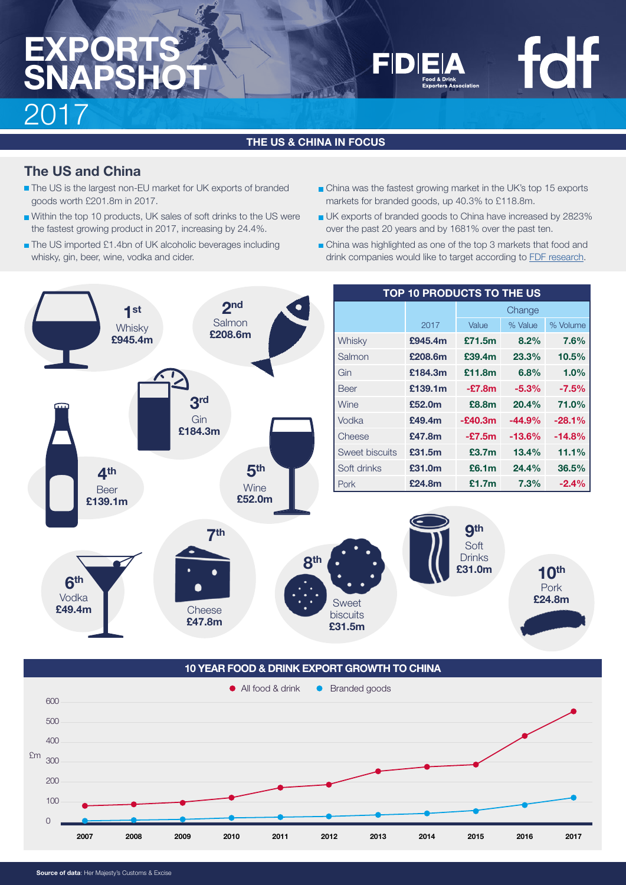# EXPORTS SNAPSHOT 2017

FDEA Food & Drink Exporters Association

fdf

## THE US & CHINA IN FOCUS

### The US and China

- The US is the largest non-EU market for UK exports of branded goods worth £201.8m in 2017.
- Within the top 10 products, UK sales of soft drinks to the US were the fastest growing product in 2017, increasing by 24.4%.
- The US imported £1.4bn of UK alcoholic beverages including whisky, gin, beer, wine, vodka and cider.
- China was the fastest growing market in the UK's top 15 exports markets for branded goods, up 40.3% to £118.8m.
- UK exports of branded goods to China have increased by 2823% over the past 20 years and by 1681% over the past ten.
- China was highlighted as one of the top 3 markets that food and drink companies would like to target according to FDF research.

1st Whisky £945.4m

2nd Salmon £208.6m

3rd Gin £184.3m

4th Beer £139.1m

5th Wine £52.0m

6th Vodka £49.4m

7th Cheese £47.8m

8th Sweet biscuits £31.5m

9th Soft Drinks £31.0m

10th Pork £24.8m

### TOP 10 PRODUCTS TO THE US

| | | Change | | |
|---|---|---|---|---|
| | 2017 | Value | % Value | % Volume |
| Whisky | £945.4m | £71.5m | 8.2% | 7.6% |
| Salmon | £208.6m | £39.4m | 23.3% | 10.5% |
| Gin | £184.3m | £11.8m | 6.8% | 1.0% |
| Beer | £139.1m | -£7.8m | -5.3% | -7.5% |
| Wine | £52.0m | £8.8m | 20.4% | 71.0% |
| Vodka | £49.4m | -£40.3m | -44.9% | -28.1% |
| Cheese | £47.8m | -£7.5m | -13.6% | -14.8% |
| Sweet biscuits | £31.5m | £3.7m | 13.4% | 11.1% |
| Soft drinks | £31.0m | £6.1m | 24.4% | 36.5% |
| Pork | £24.8m | £1.7m | 7.3% | -2.4% |

### 10 YEAR FOOD & DRINK EXPORT GROWTH TO CHINA

● All food & drink ● Branded goods

£m (0–600), 2007–2017

**Source of data**: Her Majesty's Customs & Excise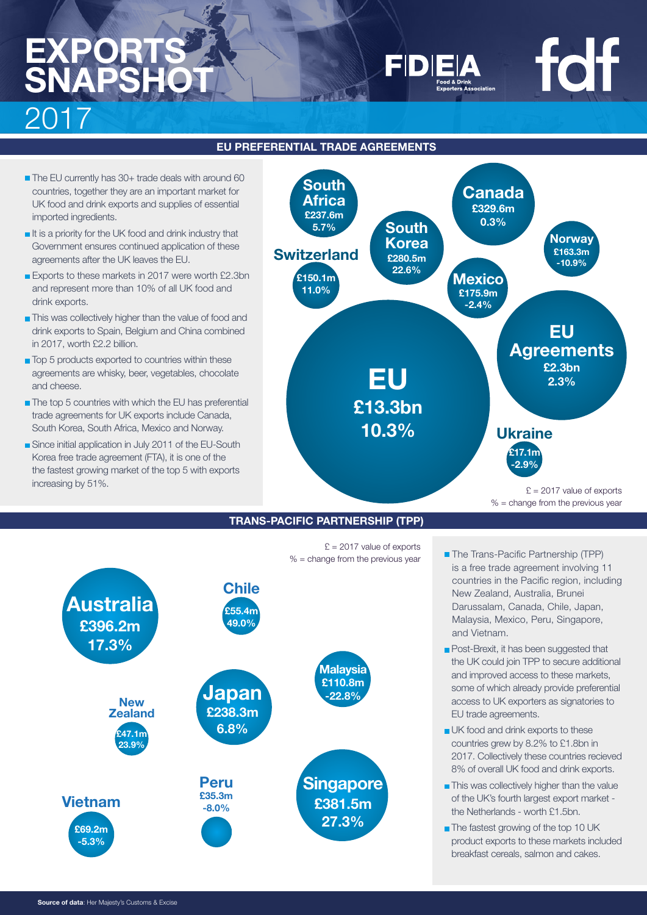# EXPORTS SNAPSHOT 2017

FDEA Food & Drink Exporters Association

fdf

## EU PREFERENTIAL TRADE AGREEMENTS

- The EU currently has 30+ trade deals with around 60 countries, together they are an important market for UK food and drink exports and supplies of essential imported ingredients.
- It is a priority for the UK food and drink industry that Government ensures continued application of these agreements after the UK leaves the EU.
- Exports to these markets in 2017 were worth £2.3bn and represent more than 10% of all UK food and drink exports.
- This was collectively higher than the value of food and drink exports to Spain, Belgium and China combined in 2017, worth £2.2 billion.
- Top 5 products exported to countries within these agreements are whisky, beer, vegetables, chocolate and cheese.
- The top 5 countries with which the EU has preferential trade agreements for UK exports include Canada, South Korea, South Africa, Mexico and Norway.
- Since initial application in July 2011 of the EU-South Korea free trade agreement (FTA), it is one of the the fastest growing market of the top 5 with exports increasing by 51%.

| Market | 2017 value of exports | Change from the previous year |
|---|---|---|
| South Africa | £237.6m | 5.7% |
| Canada | £329.6m | 0.3% |
| South Korea | £280.5m | 22.6% |
| Norway | £163.3m | -10.9% |
| Switzerland | £150.1m | 11.0% |
| Mexico | £175.9m | -2.4% |
| EU | £13.3bn | 10.3% |
| EU Agreements | £2.3bn | 2.3% |
| Ukraine | £17.1m | -2.9% |

£ = 2017 value of exports
% = change from the previous year

## TRANS-PACIFIC PARTNERSHIP (TPP)

£ = 2017 value of exports
% = change from the previous year

| Market | 2017 value of exports | Change from the previous year |
|---|---|---|
| Australia | £396.2m | 17.3% |
| Chile | £55.4m | 49.0% |
| Malaysia | £110.8m | -22.8% |
| New Zealand | £47.1m | 23.9% |
| Japan | £238.3m | 6.8% |
| Peru | £35.3m | -8.0% |
| Singapore | £381.5m | 27.3% |
| Vietnam | £69.2m | -5.3% |

- The Trans-Pacific Partnership (TPP) is a free trade agreement involving 11 countries in the Pacific region, including New Zealand, Australia, Brunei Darussalam, Canada, Chile, Japan, Malaysia, Mexico, Peru, Singapore, and Vietnam.
- Post-Brexit, it has been suggested that the UK could join TPP to secure additional and improved access to these markets, some of which already provide preferential access to UK exporters as signatories to EU trade agreements.
- UK food and drink exports to these countries grew by 8.2% to £1.8bn in 2017. Collectively these countries recieved 8% of overall UK food and drink exports.
- This was collectively higher than the value of the UK's fourth largest export market - the Netherlands - worth £1.5bn.
- The fastest growing of the top 10 UK product exports to these markets included breakfast cereals, salmon and cakes.

**Source of data**: Her Majesty's Customs & Excise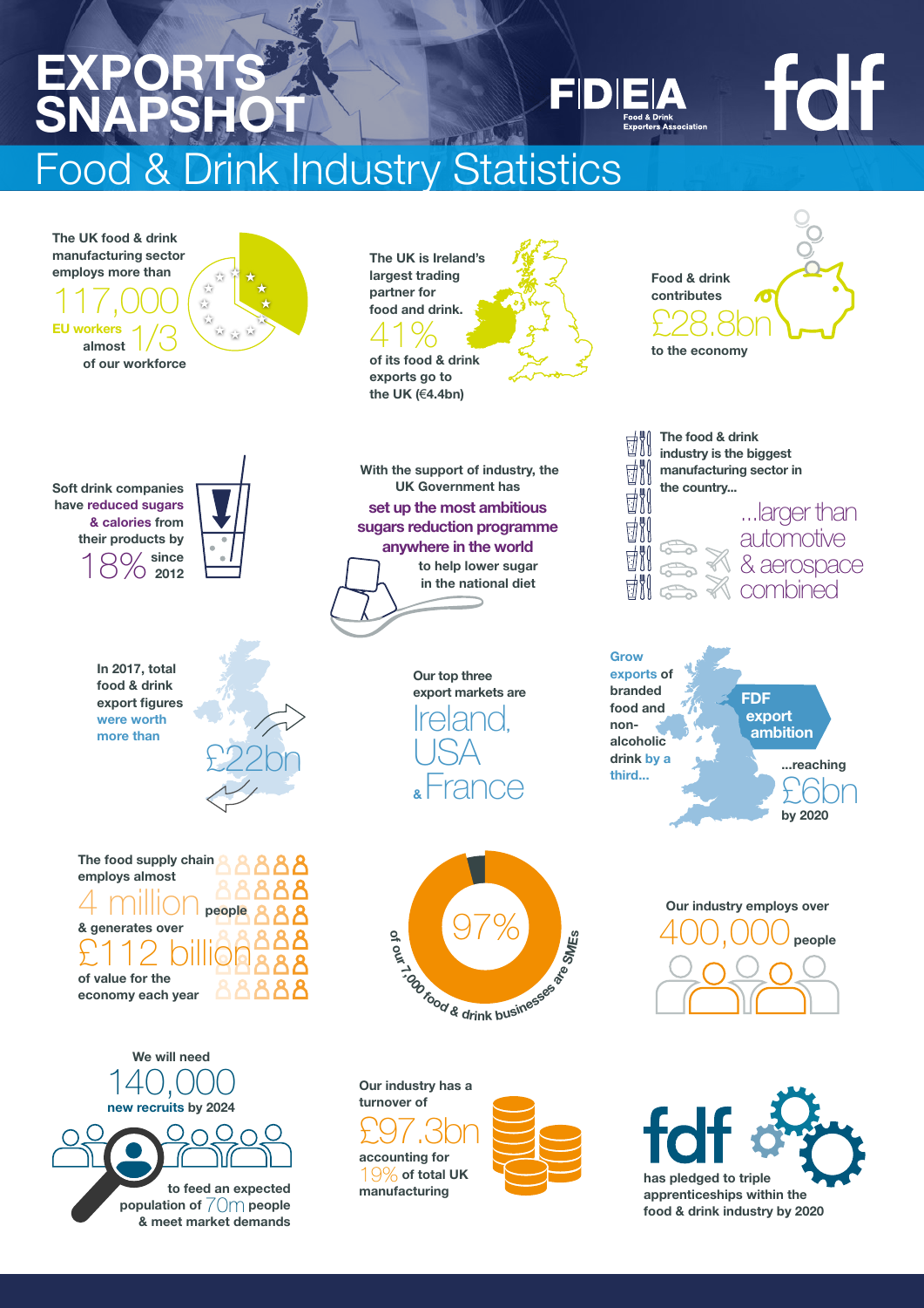# EXPORTS SNAPSHOT

FDEA Food & Drink Exporters Association

fdf

## Food & Drink Industry Statistics

The UK food & drink manufacturing sector employs more than 117,000 EU workers almost 1/3 of our workforce

The UK is Ireland's largest trading partner for food and drink. 41% of its food & drink exports go to the UK (€4.4bn)

Food & drink contributes £28.8bn to the economy

Soft drink companies have reduced sugars & calories from their products by 18% since 2012

With the support of industry, the UK Government has set up the most ambitious sugars reduction programme anywhere in the world to help lower sugar in the national diet

The food & drink industry is the biggest manufacturing sector in the country... ...larger than automotive & aerospace combined

In 2017, total food & drink export figures were worth more than £22bn

Our top three export markets are Ireland, USA & France

Grow exports of branded food and non-alcoholic drink by a third...

FDF export ambition

...reaching £6bn by 2020

The food supply chain employs almost 4 million people & generates over £112 billion of value for the economy each year

97% of our 7,000 food & drink businesses are SMEs

Our industry employs over 400,000 people

We will need 140,000 new recruits by 2024 to feed an expected population of 70m people & meet market demands

Our industry has a turnover of £97.3bn accounting for 19% of total UK manufacturing

fdf has pledged to triple apprenticeships within the food & drink industry by 2020